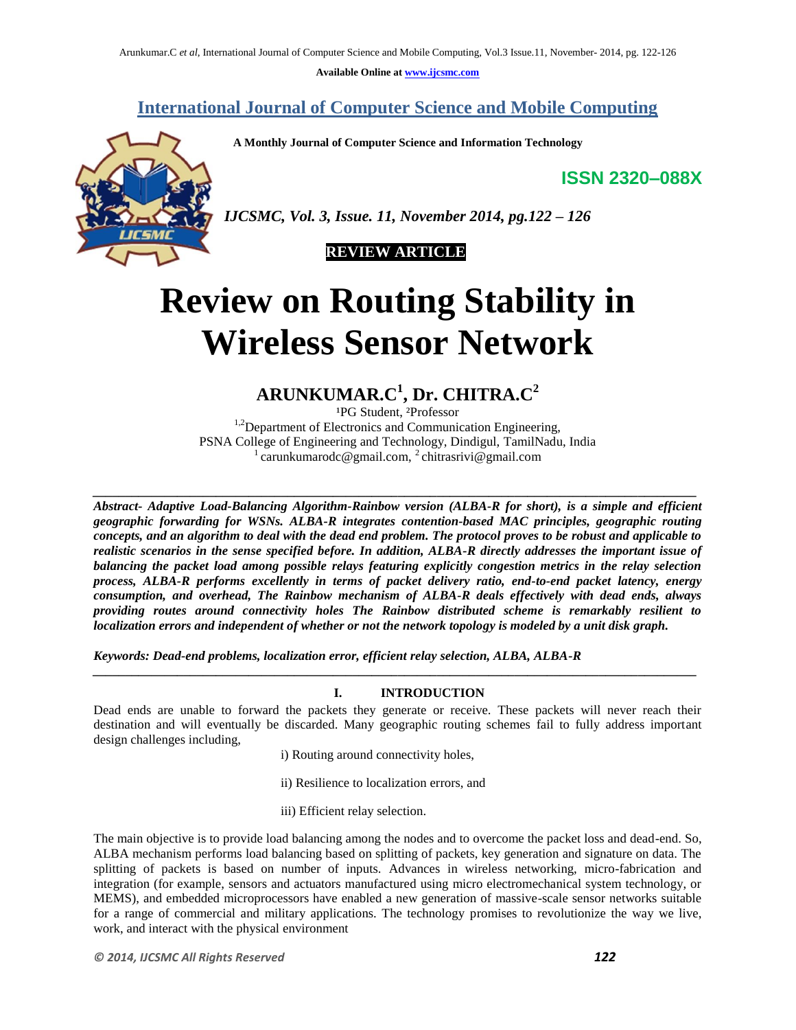Available Online at www.ijcsmc.com

# International Journal of Computer Science and Mobile Computing

**A Monthly Journal of Computer Science and Information Technology**

**ISSN 2320–088X**

*IJCSMC, Vol. 3, Issue. 11, November 2014, pg.122 – 126*

**REVIEW ARTICLE**

# Review on Routing Stability in Wireless Sensor Network

## ARUNKUMAR.C[1], Dr. CHITRA.C[2]

[1]PG Student, [2]Professor
[1,2]Department of Electronics and Communication Engineering,
PSNA College of Engineering and Technology, Dindigul, TamilNadu, India
[1] carunkumarodc@gmail.com, [2] chitrasrivi@gmail.com

---

***Abstract- Adaptive Load-Balancing Algorithm-Rainbow version (ALBA-R for short), is a simple and efficient geographic forwarding for WSNs. ALBA-R integrates contention-based MAC principles, geographic routing concepts, and an algorithm to deal with the dead end problem. The protocol proves to be robust and applicable to realistic scenarios in the sense specified before. In addition, ALBA-R directly addresses the important issue of balancing the packet load among possible relays featuring explicitly congestion metrics in the relay selection process, ALBA-R performs excellently in terms of packet delivery ratio, end-to-end packet latency, energy consumption, and overhead, The Rainbow mechanism of ALBA-R deals effectively with dead ends, always providing routes around connectivity holes The Rainbow distributed scheme is remarkably resilient to localization errors and independent of whether or not the network topology is modeled by a unit disk graph.***

***Keywords: Dead-end problems, localization error, efficient relay selection, ALBA, ALBA-R***

---

## I. INTRODUCTION

Dead ends are unable to forward the packets they generate or receive. These packets will never reach their destination and will eventually be discarded. Many geographic routing schemes fail to fully address important design challenges including,

i) Routing around connectivity holes,

ii) Resilience to localization errors, and

iii) Efficient relay selection.

The main objective is to provide load balancing among the nodes and to overcome the packet loss and dead-end. So, ALBA mechanism performs load balancing based on splitting of packets, key generation and signature on data. The splitting of packets is based on number of inputs. Advances in wireless networking, micro-fabrication and integration (for example, sensors and actuators manufactured using micro electromechanical system technology, or MEMS), and embedded microprocessors have enabled a new generation of massive-scale sensor networks suitable for a range of commercial and military applications. The technology promises to revolutionize the way we live, work, and interact with the physical environment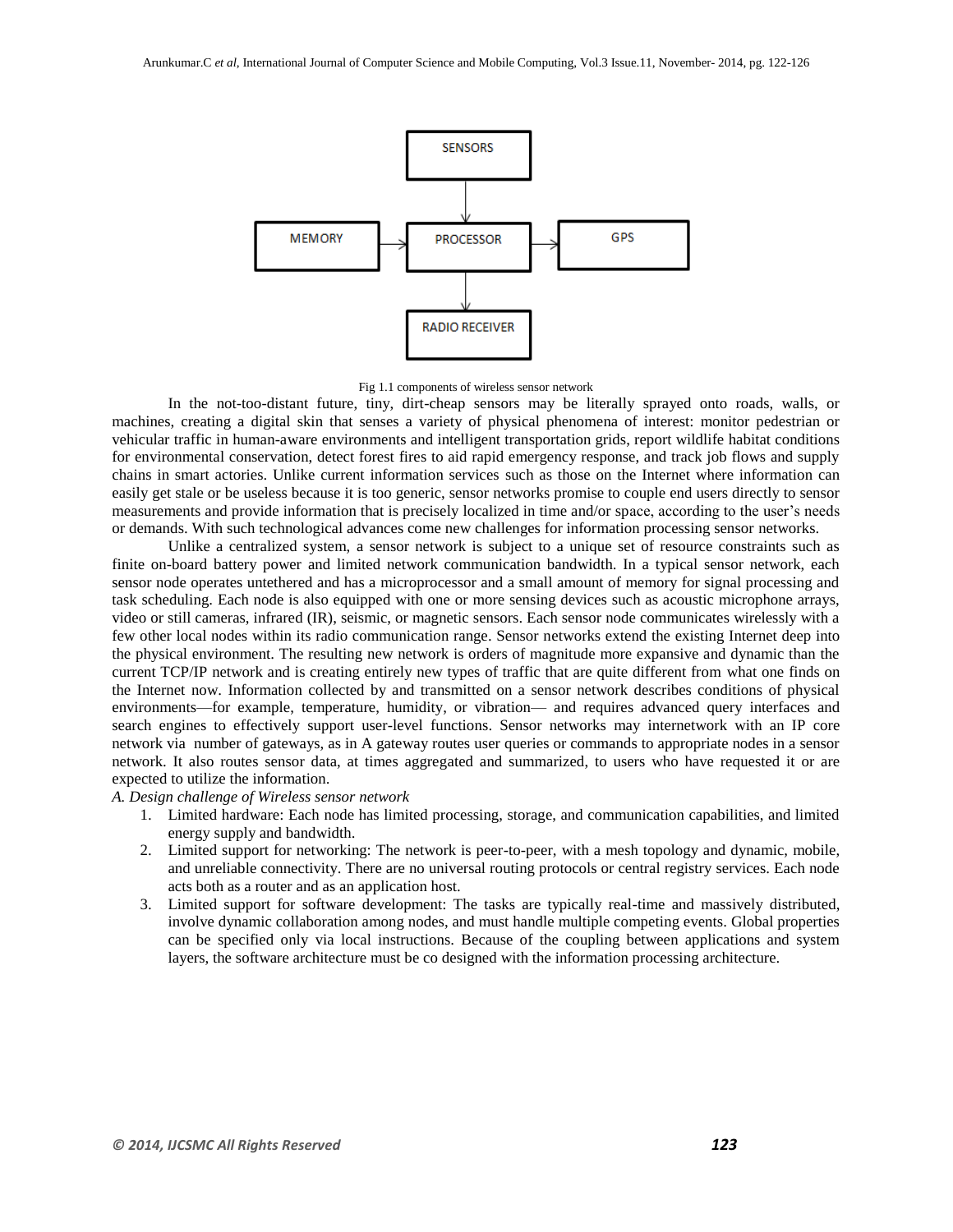SENSORS

MEMORY

PROCESSOR

GPS

RADIO RECEIVER

Fig 1.1 components of wireless sensor network

In the not-too-distant future, tiny, dirt-cheap sensors may be literally sprayed onto roads, walls, or machines, creating a digital skin that senses a variety of physical phenomena of interest: monitor pedestrian or vehicular traffic in human-aware environments and intelligent transportation grids, report wildlife habitat conditions for environmental conservation, detect forest fires to aid rapid emergency response, and track job flows and supply chains in smart actories. Unlike current information services such as those on the Internet where information can easily get stale or be useless because it is too generic, sensor networks promise to couple end users directly to sensor measurements and provide information that is precisely localized in time and/or space, according to the user's needs or demands. With such technological advances come new challenges for information processing sensor networks.

Unlike a centralized system, a sensor network is subject to a unique set of resource constraints such as finite on-board battery power and limited network communication bandwidth. In a typical sensor network, each sensor node operates untethered and has a microprocessor and a small amount of memory for signal processing and task scheduling. Each node is also equipped with one or more sensing devices such as acoustic microphone arrays, video or still cameras, infrared (IR), seismic, or magnetic sensors. Each sensor node communicates wirelessly with a few other local nodes within its radio communication range. Sensor networks extend the existing Internet deep into the physical environment. The resulting new network is orders of magnitude more expansive and dynamic than the current TCP/IP network and is creating entirely new types of traffic that are quite different from what one finds on the Internet now. Information collected by and transmitted on a sensor network describes conditions of physical environments—for example, temperature, humidity, or vibration— and requires advanced query interfaces and search engines to effectively support user-level functions. Sensor networks may internetwork with an IP core network via number of gateways, as in A gateway routes user queries or commands to appropriate nodes in a sensor network. It also routes sensor data, at times aggregated and summarized, to users who have requested it or are expected to utilize the information.

*A. Design challenge of Wireless sensor network*

1. Limited hardware: Each node has limited processing, storage, and communication capabilities, and limited energy supply and bandwidth.
2. Limited support for networking: The network is peer-to-peer, with a mesh topology and dynamic, mobile, and unreliable connectivity. There are no universal routing protocols or central registry services. Each node acts both as a router and as an application host.
3. Limited support for software development: The tasks are typically real-time and massively distributed, involve dynamic collaboration among nodes, and must handle multiple competing events. Global properties can be specified only via local instructions. Because of the coupling between applications and system layers, the software architecture must be co designed with the information processing architecture.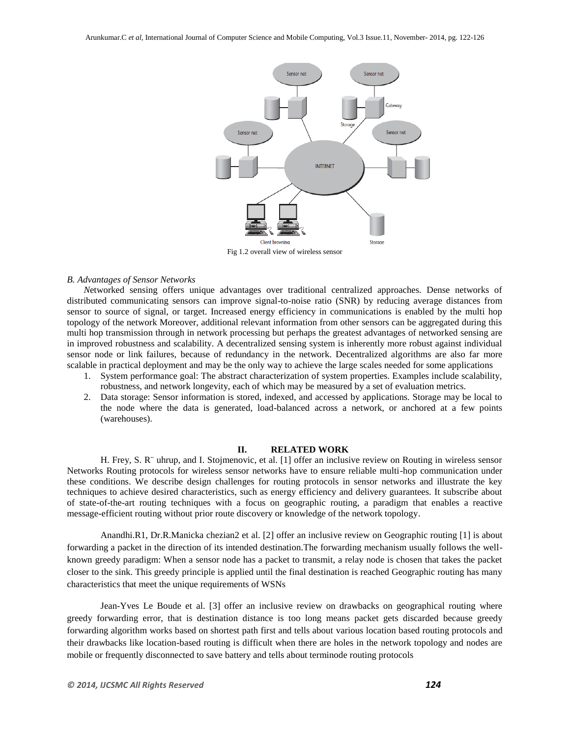Fig 1.2 overall view of wireless sensor

### *B. Advantages of Sensor Networks*

*N*etworked sensing offers unique advantages over traditional centralized approaches. Dense networks of distributed communicating sensors can improve signal-to-noise ratio (SNR) by reducing average distances from sensor to source of signal, or target. Increased energy efficiency in communications is enabled by the multi hop topology of the network Moreover, additional relevant information from other sensors can be aggregated during this multi hop transmission through in network processing but perhaps the greatest advantages of networked sensing are in improved robustness and scalability. A decentralized sensing system is inherently more robust against individual sensor node or link failures, because of redundancy in the network. Decentralized algorithms are also far more scalable in practical deployment and may be the only way to achieve the large scales needed for some applications

1. System performance goal: The abstract characterization of system properties. Examples include scalability, robustness, and network longevity, each of which may be measured by a set of evaluation metrics.
2. Data storage: Sensor information is stored, indexed, and accessed by applications. Storage may be local to the node where the data is generated, load-balanced across a network, or anchored at a few points (warehouses).

## II. RELATED WORK

H. Frey, S. R¨ uhrup, and I. Stojmenovic, et al. [1] offer an inclusive review on Routing in wireless sensor Networks Routing protocols for wireless sensor networks have to ensure reliable multi-hop communication under these conditions. We describe design challenges for routing protocols in sensor networks and illustrate the key techniques to achieve desired characteristics, such as energy efficiency and delivery guarantees. It subscribe about of state-of-the-art routing techniques with a focus on geographic routing, a paradigm that enables a reactive message-efficient routing without prior route discovery or knowledge of the network topology.

Anandhi.R1, Dr.R.Manicka chezian2 et al. [2] offer an inclusive review on Geographic routing [1] is about forwarding a packet in the direction of its intended destination.The forwarding mechanism usually follows the well-known greedy paradigm: When a sensor node has a packet to transmit, a relay node is chosen that takes the packet closer to the sink. This greedy principle is applied until the final destination is reached Geographic routing has many characteristics that meet the unique requirements of WSNs

Jean-Yves Le Boude et al. [3] offer an inclusive review on drawbacks on geographical routing where greedy forwarding error, that is destination distance is too long means packet gets discarded because greedy forwarding algorithm works based on shortest path first and tells about various location based routing protocols and their drawbacks like location-based routing is difficult when there are holes in the network topology and nodes are mobile or frequently disconnected to save battery and tells about terminode routing protocols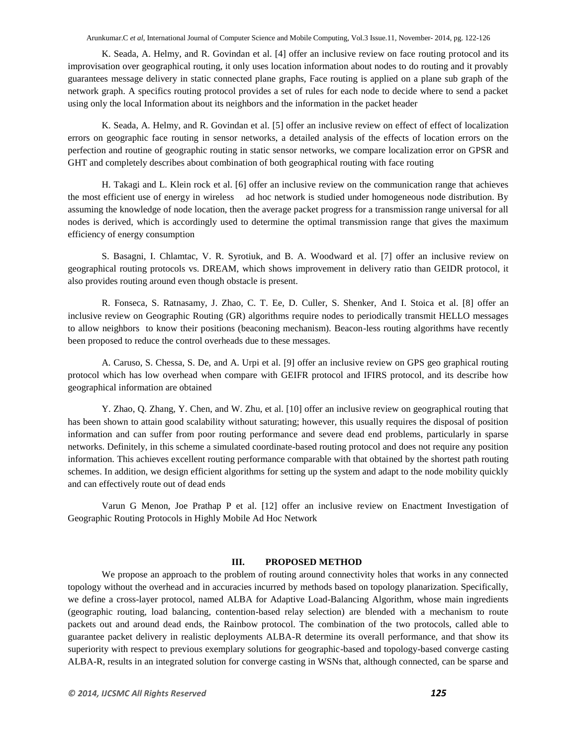K. Seada, A. Helmy, and R. Govindan et al. [4] offer an inclusive review on face routing protocol and its improvisation over geographical routing, it only uses location information about nodes to do routing and it provably guarantees message delivery in static connected plane graphs, Face routing is applied on a plane sub graph of the network graph. A specifics routing protocol provides a set of rules for each node to decide where to send a packet using only the local Information about its neighbors and the information in the packet header

K. Seada, A. Helmy, and R. Govindan et al. [5] offer an inclusive review on effect of effect of localization errors on geographic face routing in sensor networks, a detailed analysis of the effects of location errors on the perfection and routine of geographic routing in static sensor networks, we compare localization error on GPSR and GHT and completely describes about combination of both geographical routing with face routing

H. Takagi and L. Klein rock et al. [6] offer an inclusive review on the communication range that achieves the most efficient use of energy in wireless ad hoc network is studied under homogeneous node distribution. By assuming the knowledge of node location, then the average packet progress for a transmission range universal for all nodes is derived, which is accordingly used to determine the optimal transmission range that gives the maximum efficiency of energy consumption

S. Basagni, I. Chlamtac, V. R. Syrotiuk, and B. A. Woodward et al. [7] offer an inclusive review on geographical routing protocols vs. DREAM, which shows improvement in delivery ratio than GEIDR protocol, it also provides routing around even though obstacle is present.

R. Fonseca, S. Ratnasamy, J. Zhao, C. T. Ee, D. Culler, S. Shenker, And I. Stoica et al. [8] offer an inclusive review on Geographic Routing (GR) algorithms require nodes to periodically transmit HELLO messages to allow neighbors to know their positions (beaconing mechanism). Beacon-less routing algorithms have recently been proposed to reduce the control overheads due to these messages.

A. Caruso, S. Chessa, S. De, and A. Urpi et al. [9] offer an inclusive review on GPS geo graphical routing protocol which has low overhead when compare with GEIFR protocol and IFIRS protocol, and its describe how geographical information are obtained

Y. Zhao, Q. Zhang, Y. Chen, and W. Zhu, et al. [10] offer an inclusive review on geographical routing that has been shown to attain good scalability without saturating; however, this usually requires the disposal of position information and can suffer from poor routing performance and severe dead end problems, particularly in sparse networks. Definitely, in this scheme a simulated coordinate-based routing protocol and does not require any position information. This achieves excellent routing performance comparable with that obtained by the shortest path routing schemes. In addition, we design efficient algorithms for setting up the system and adapt to the node mobility quickly and can effectively route out of dead ends

Varun G Menon, Joe Prathap P et al. [12] offer an inclusive review on Enactment Investigation of Geographic Routing Protocols in Highly Mobile Ad Hoc Network

## III. PROPOSED METHOD

We propose an approach to the problem of routing around connectivity holes that works in any connected topology without the overhead and in accuracies incurred by methods based on topology planarization. Specifically, we define a cross-layer protocol, named ALBA for Adaptive Load-Balancing Algorithm, whose main ingredients (geographic routing, load balancing, contention-based relay selection) are blended with a mechanism to route packets out and around dead ends, the Rainbow protocol. The combination of the two protocols, called able to guarantee packet delivery in realistic deployments ALBA-R determine its overall performance, and that show its superiority with respect to previous exemplary solutions for geographic-based and topology-based converge casting ALBA-R, results in an integrated solution for converge casting in WSNs that, although connected, can be sparse and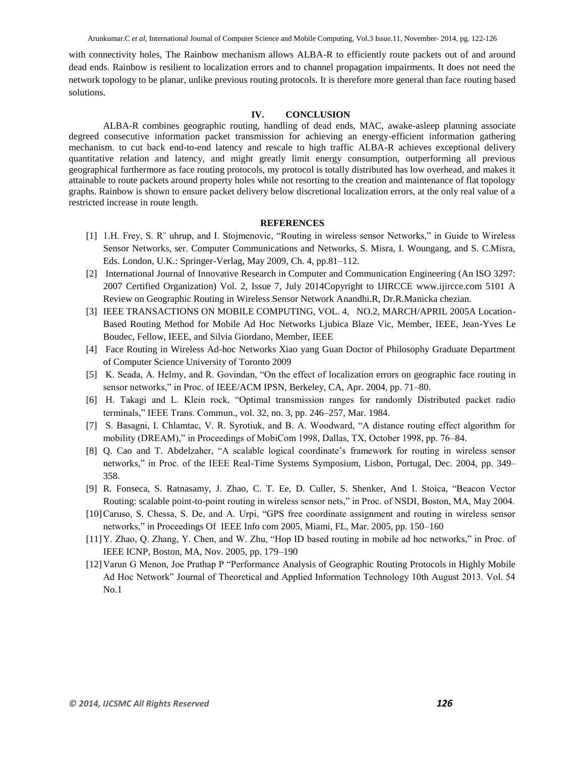with connectivity holes, The Rainbow mechanism allows ALBA-R to efficiently route packets out of and around dead ends. Rainbow is resilient to localization errors and to channel propagation impairments. It does not need the network topology to be planar, unlike previous routing protocols. It is therefore more general than face routing based solutions.

## IV. CONCLUSION

ALBA-R combines geographic routing, handling of dead ends, MAC, awake-asleep planning associate degreed consecutive information packet transmission for achieving an energy-efficient information gathering mechanism. to cut back end-to-end latency and rescale to high traffic ALBA-R achieves exceptional delivery quantitative relation and latency, and might greatly limit energy consumption, outperforming all previous geographical furthermore as face routing protocols, my protocol is totally distributed has low overhead, and makes it attainable to route packets around property holes while not resorting to the creation and maintenance of flat topology graphs. Rainbow is shown to ensure packet delivery below discretional localization errors, at the only real value of a restricted increase in route length.

## REFERENCES

[1] 1.H. Frey, S. R¨ uhrup, and I. Stojmenovic, "Routing in wireless sensor Networks," in Guide to Wireless Sensor Networks, ser. Computer Communications and Networks, S. Misra, I. Woungang, and S. C.Misra, Eds. London, U.K.: Springer-Verlag, May 2009, Ch. 4, pp.81–112.

[2] International Journal of Innovative Research in Computer and Communication Engineering (An ISO 3297: 2007 Certified Organization) Vol. 2, Issue 7, July 2014Copyright to IJIRCCE www.ijircce.com 5101 A Review on Geographic Routing in Wireless Sensor Network Anandhi.R, Dr.R.Manicka chezian.

[3] IEEE TRANSACTIONS ON MOBILE COMPUTING, VOL. 4, NO.2, MARCH/APRIL 2005A Location-Based Routing Method for Mobile Ad Hoc Networks Ljubica Blaze Vic, Member, IEEE, Jean-Yves Le Boudec, Fellow, IEEE, and Silvia Giordano, Member, IEEE

[4] Face Routing in Wireless Ad-hoc Networks Xiao yang Guan Doctor of Philosophy Graduate Department of Computer Science University of Toronto 2009

[5] K. Seada, A. Helmy, and R. Govindan, "On the effect of localization errors on geographic face routing in sensor networks," in Proc. of IEEE/ACM IPSN, Berkeley, CA, Apr. 2004, pp. 71–80.

[6] H. Takagi and L. Klein rock, "Optimal transmission ranges for randomly Distributed packet radio terminals," IEEE Trans. Commun., vol. 32, no. 3, pp. 246–257, Mar. 1984.

[7] S. Basagni, I. Chlamtac, V. R. Syrotiuk, and B. A. Woodward, "A distance routing effect algorithm for mobility (DREAM)," in Proceedings of MobiCom 1998, Dallas, TX, October 1998, pp. 76–84.

[8] Q. Cao and T. Abdelzaher, "A scalable logical coordinate's framework for routing in wireless sensor networks," in Proc. of the IEEE Real-Time Systems Symposium, Lisbon, Portugal, Dec. 2004, pp. 349–358.

[9] R. Fonseca, S. Ratnasamy, J. Zhao, C. T. Ee, D. Culler, S. Shenker, And I. Stoica, "Beacon Vector Routing: scalable point-to-point routing in wireless sensor nets," in Proc. of NSDI, Boston, MA, May 2004.

[10] Caruso, S. Chessa, S. De, and A. Urpi, "GPS free coordinate assignment and routing in wireless sensor networks," in Proceedings Of IEEE Info com 2005, Miami, FL, Mar. 2005, pp. 150–160

[11] Y. Zhao, Q. Zhang, Y. Chen, and W. Zhu, "Hop ID based routing in mobile ad hoc networks," in Proc. of IEEE ICNP, Boston, MA, Nov. 2005, pp. 179–190

[12] Varun G Menon, Joe Prathap P "Performance Analysis of Geographic Routing Protocols in Highly Mobile Ad Hoc Network" Journal of Theoretical and Applied Information Technology 10th August 2013. Vol. 54 No.1